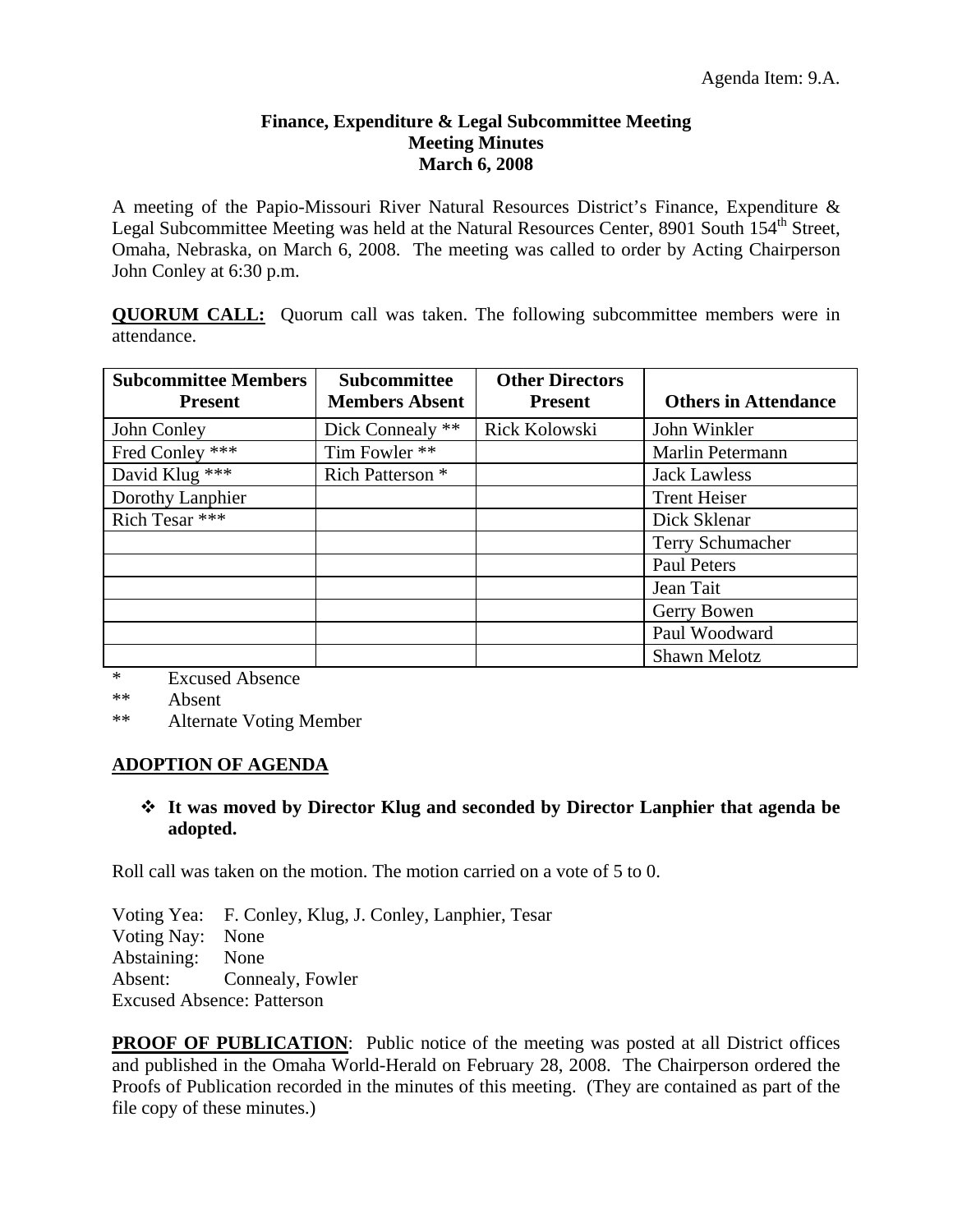Agenda Item: 9.A.

**Finance, Expenditure & Legal Subcommittee Meeting**
**Meeting Minutes**
**March 6, 2008**

A meeting of the Papio-Missouri River Natural Resources District's Finance, Expenditure & Legal Subcommittee Meeting was held at the Natural Resources Center, 8901 South 154th Street, Omaha, Nebraska, on March 6, 2008. The meeting was called to order by Acting Chairperson John Conley at 6:30 p.m.

**QUORUM CALL:** Quorum call was taken. The following subcommittee members were in attendance.

| Subcommittee Members Present | Subcommittee Members Absent | Other Directors Present | Others in Attendance |
|---|---|---|---|
| John Conley | Dick Connealy ** | Rick Kolowski | John Winkler |
| Fred Conley *** | Tim Fowler ** | | Marlin Petermann |
| David Klug *** | Rich Patterson * | | Jack Lawless |
| Dorothy Lanphier | | | Trent Heiser |
| Rich Tesar *** | | | Dick Sklenar |
| | | | Terry Schumacher |
| | | | Paul Peters |
| | | | Jean Tait |
| | | | Gerry Bowen |
| | | | Paul Woodward |
| | | | Shawn Melotz |

\* Excused Absence
** Absent
** Alternate Voting Member

**ADOPTION OF AGENDA**

- **It was moved by Director Klug and seconded by Director Lanphier that agenda be adopted.**

Roll call was taken on the motion. The motion carried on a vote of 5 to 0.

Voting Yea: F. Conley, Klug, J. Conley, Lanphier, Tesar
Voting Nay: None
Abstaining: None
Absent: Connealy, Fowler
Excused Absence: Patterson

**PROOF OF PUBLICATION**: Public notice of the meeting was posted at all District offices and published in the Omaha World-Herald on February 28, 2008. The Chairperson ordered the Proofs of Publication recorded in the minutes of this meeting. (They are contained as part of the file copy of these minutes.)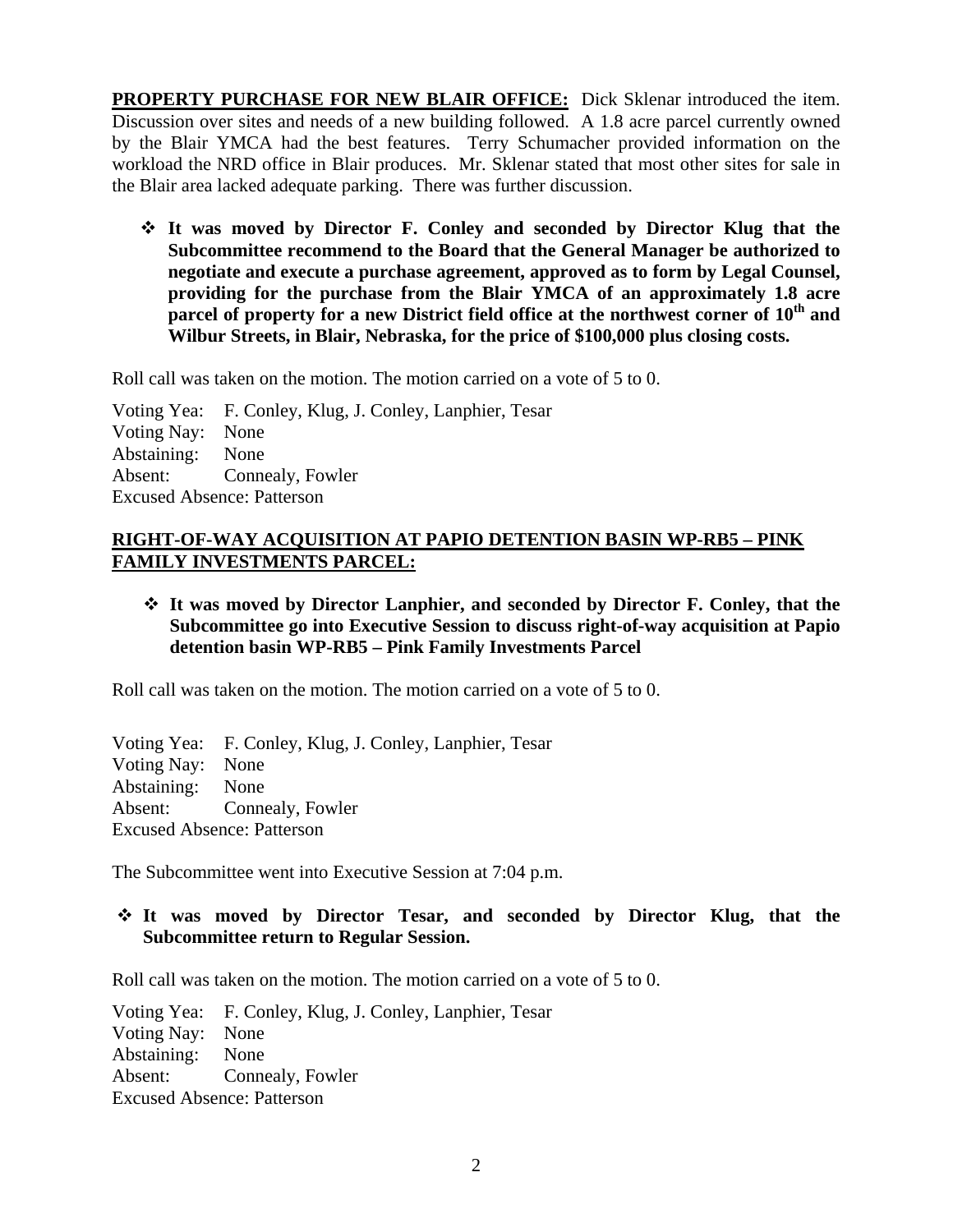**PROPERTY PURCHASE FOR NEW BLAIR OFFICE:** Dick Sklenar introduced the item. Discussion over sites and needs of a new building followed. A 1.8 acre parcel currently owned by the Blair YMCA had the best features. Terry Schumacher provided information on the workload the NRD office in Blair produces. Mr. Sklenar stated that most other sites for sale in the Blair area lacked adequate parking. There was further discussion.

- **It was moved by Director F. Conley and seconded by Director Klug that the Subcommittee recommend to the Board that the General Manager be authorized to negotiate and execute a purchase agreement, approved as to form by Legal Counsel, providing for the purchase from the Blair YMCA of an approximately 1.8 acre parcel of property for a new District field office at the northwest corner of 10th and Wilbur Streets, in Blair, Nebraska, for the price of $100,000 plus closing costs.**

Roll call was taken on the motion. The motion carried on a vote of 5 to 0.

Voting Yea: F. Conley, Klug, J. Conley, Lanphier, Tesar
Voting Nay: None
Abstaining: None
Absent: Connealy, Fowler
Excused Absence: Patterson

## RIGHT-OF-WAY ACQUISITION AT PAPIO DETENTION BASIN WP-RB5 – PINK FAMILY INVESTMENTS PARCEL:

- **It was moved by Director Lanphier, and seconded by Director F. Conley, that the Subcommittee go into Executive Session to discuss right-of-way acquisition at Papio detention basin WP-RB5 – Pink Family Investments Parcel**

Roll call was taken on the motion. The motion carried on a vote of 5 to 0.

Voting Yea: F. Conley, Klug, J. Conley, Lanphier, Tesar
Voting Nay: None
Abstaining: None
Absent: Connealy, Fowler
Excused Absence: Patterson

The Subcommittee went into Executive Session at 7:04 p.m.

- **It was moved by Director Tesar, and seconded by Director Klug, that the Subcommittee return to Regular Session.**

Roll call was taken on the motion. The motion carried on a vote of 5 to 0.

Voting Yea: F. Conley, Klug, J. Conley, Lanphier, Tesar
Voting Nay: None
Abstaining: None
Absent: Connealy, Fowler
Excused Absence: Patterson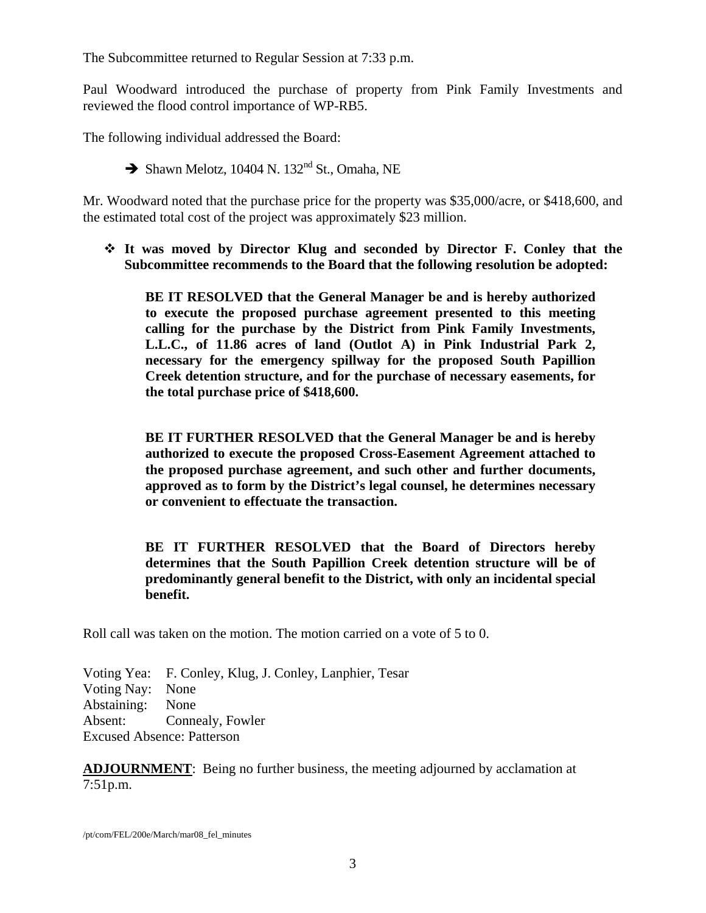The Subcommittee returned to Regular Session at 7:33 p.m.

Paul Woodward introduced the purchase of property from Pink Family Investments and reviewed the flood control importance of WP-RB5.

The following individual addressed the Board:

➔ Shawn Melotz, 10404 N. 132nd St., Omaha, NE

Mr. Woodward noted that the purchase price for the property was $35,000/acre, or $418,600, and the estimated total cost of the project was approximately $23 million.

- **It was moved by Director Klug and seconded by Director F. Conley that the Subcommittee recommends to the Board that the following resolution be adopted:**

  **BE IT RESOLVED that the General Manager be and is hereby authorized to execute the proposed purchase agreement presented to this meeting calling for the purchase by the District from Pink Family Investments, L.L.C., of 11.86 acres of land (Outlot A) in Pink Industrial Park 2, necessary for the emergency spillway for the proposed South Papillion Creek detention structure, and for the purchase of necessary easements, for the total purchase price of $418,600.**

  **BE IT FURTHER RESOLVED that the General Manager be and is hereby authorized to execute the proposed Cross-Easement Agreement attached to the proposed purchase agreement, and such other and further documents, approved as to form by the District's legal counsel, he determines necessary or convenient to effectuate the transaction.**

  **BE IT FURTHER RESOLVED that the Board of Directors hereby determines that the South Papillion Creek detention structure will be of predominantly general benefit to the District, with only an incidental special benefit.**

Roll call was taken on the motion. The motion carried on a vote of 5 to 0.

Voting Yea: F. Conley, Klug, J. Conley, Lanphier, Tesar
Voting Nay: None
Abstaining: None
Absent: Connealy, Fowler
Excused Absence: Patterson

**ADJOURNMENT**: Being no further business, the meeting adjourned by acclamation at 7:51p.m.

/pt/com/FEL/200e/March/mar08_fel_minutes